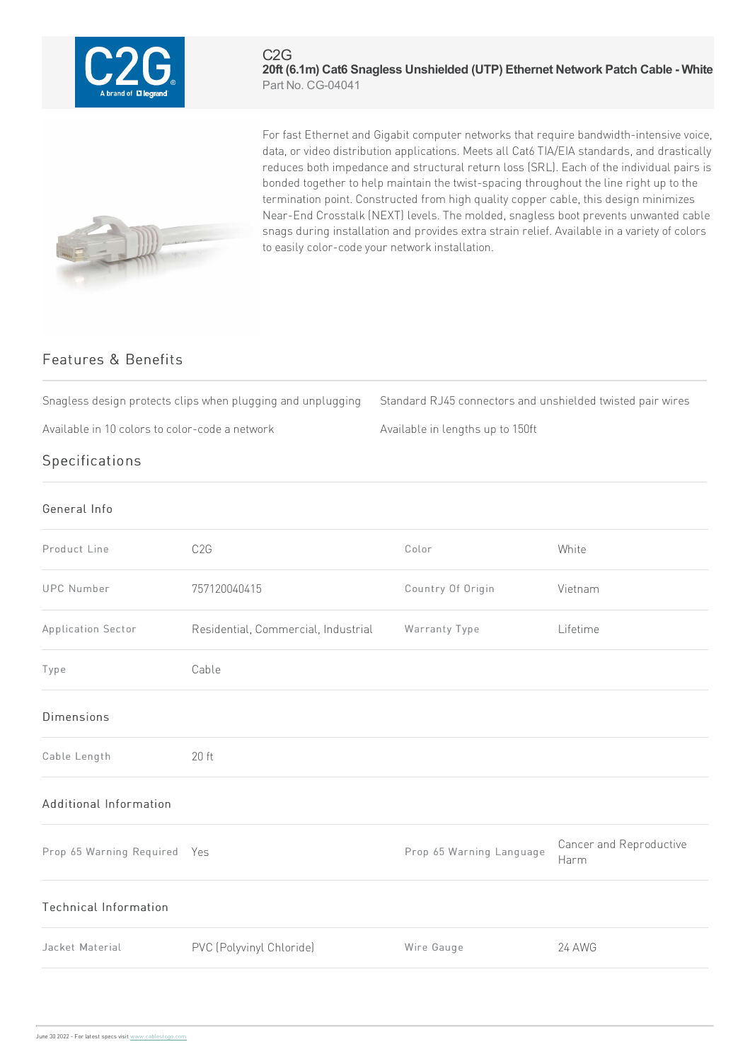C2G

# 20ft (6.1m) Cat6 Snagless Unshielded (UTP) Ethernet Network Patch Cable - White

Part No. CG-04041

For fast Ethernet and Gigabit computer networks that require bandwidth-intensive voice, data, or video distribution applications. Meets all Cat6 TIA/EIA standards, and drastically reduces both impedance and structural return loss (SRL). Each of the individual pairs is bonded together to help maintain the twist-spacing throughout the line right up to the termination point. Constructed from high quality copper cable, this design minimizes Near-End Crosstalk (NEXT) levels. The molded, snagless boot prevents unwanted cable snags during installation and provides extra strain relief. Available in a variety of colors to easily color-code your network installation.

## Features & Benefits

- Snagless design protects clips when plugging and unplugging
- Standard RJ45 connectors and unshielded twisted pair wires
- Available in 10 colors to color-code a network
- Available in lengths up to 150ft

## Specifications

### General Info

| | | | |
|---|---|---|---|
| Product Line | C2G | Color | White |
| UPC Number | 757120040415 | Country Of Origin | Vietnam |
| Application Sector | Residential, Commercial, Industrial | Warranty Type | Lifetime |
| Type | Cable | | |

### Dimensions

| | |
|---|---|
| Cable Length | 20 ft |

### Additional Information

| | | | |
|---|---|---|---|
| Prop 65 Warning Required | Yes | Prop 65 Warning Language | Cancer and Reproductive Harm |

### Technical Information

| | | | |
|---|---|---|---|
| Jacket Material | PVC (Polyvinyl Chloride) | Wire Gauge | 24 AWG |

June 30 2022 - For latest specs visit www.cablestogo.com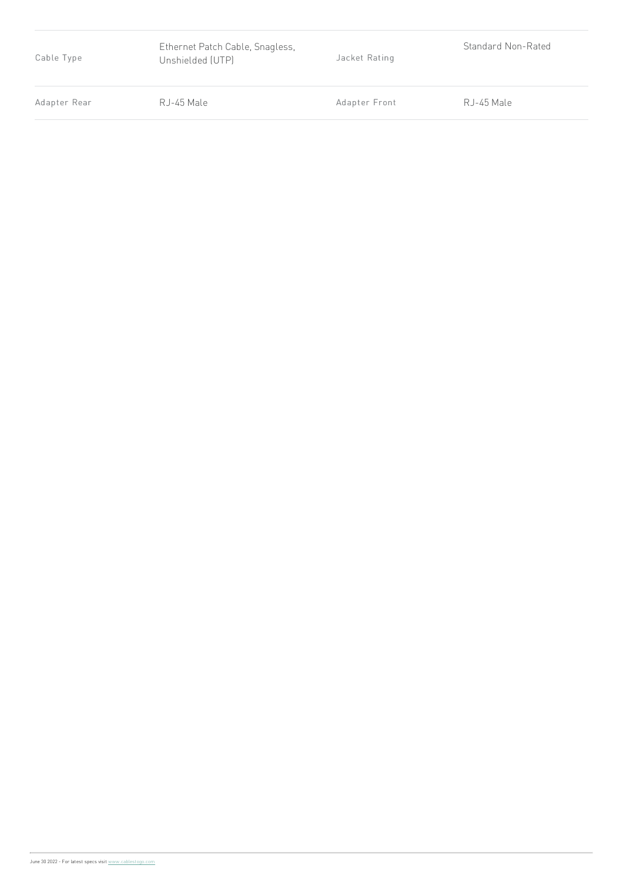| | | | |
|---|---|---|---|
| Cable Type | Ethernet Patch Cable, Snagless, Unshielded (UTP) | Jacket Rating | Standard Non-Rated |
| Adapter Rear | RJ-45 Male | Adapter Front | RJ-45 Male |